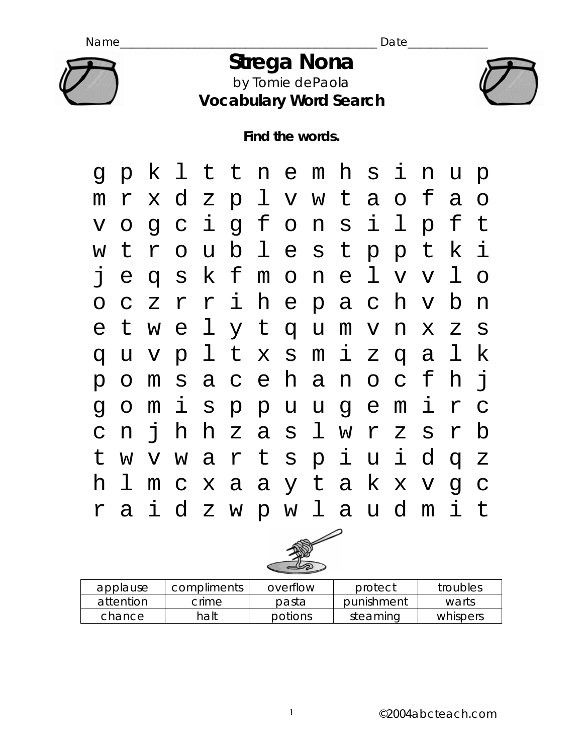Name_________________________________________ Date_____________

# Strega Nona

by Tomie dePaola

## Vocabulary Word Search

**Find the words.**

```
g p k l t t n e m h s i n u p
m r x d z p l v w t a o f a o
v o g c i g f o n s i l p f t
w t r o u b l e s t p p t k i
j e q s k f m o n e l v v l o
o c z r r i h e p a c h v b n
e t w e l y t q u m v n x z s
q u v p l t x s m i z q a l k
p o m s a c e h a n o c f h j
g o m i s p p u u g e m i r c
c n j h h z a s l w r z s r b
t w v w a r t s p i u i d q z
h l m c x a a y t a k x v g c
r a i d z w p w l a u d m i t
```

| applause | compliments | overflow | protect | troubles |
| --- | --- | --- | --- | --- |
| attention | crime | pasta | punishment | warts |
| chance | halt | potions | steaming | whispers |

©2004abcteach.com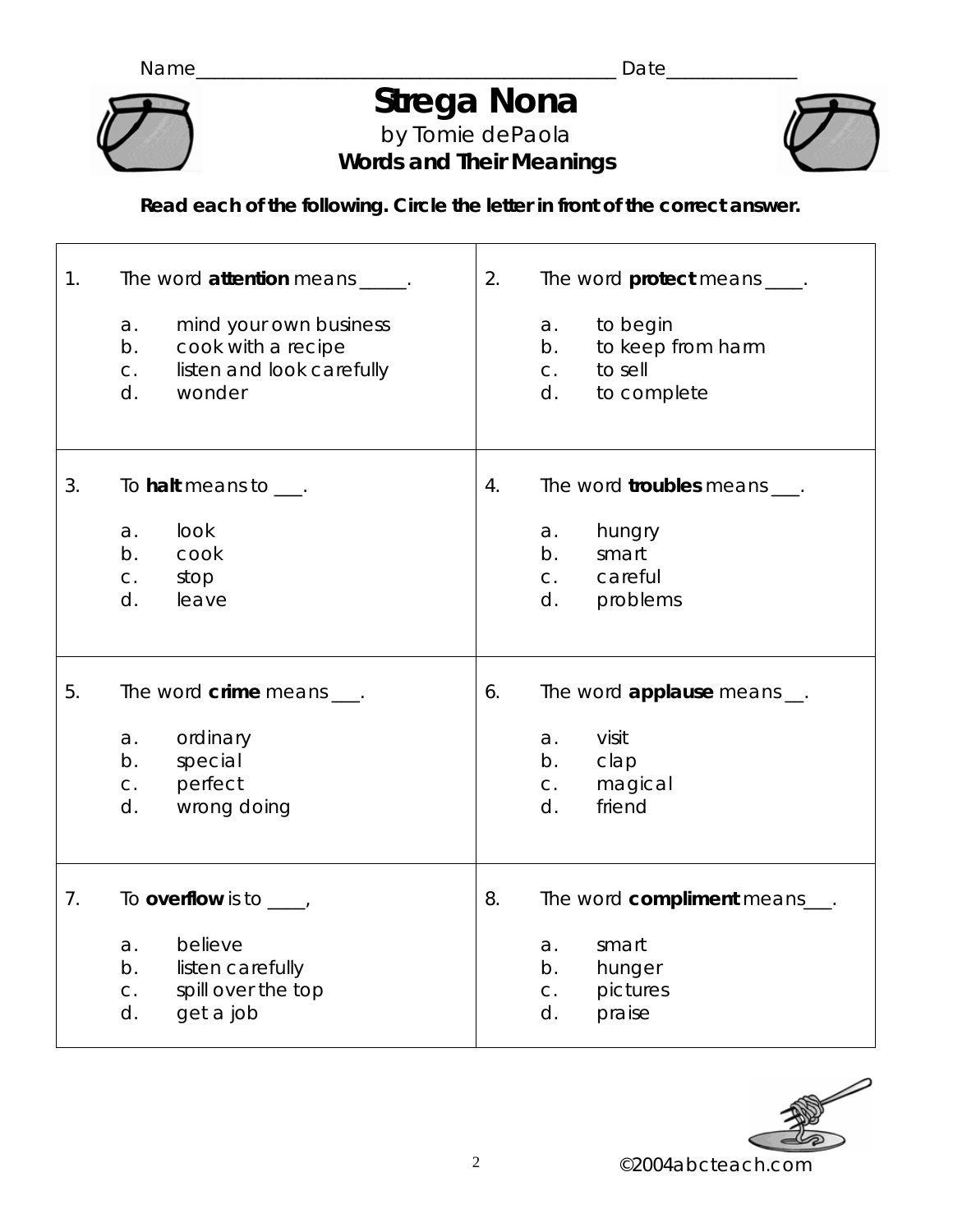Name_________________________________________ Date_____________

# Strega Nona

by Tomie dePaola

**Words and Their Meanings**

**Read each of the following. Circle the letter in front of the correct answer.**

1. The word **attention** means _____.
   a. mind your own business
   b. cook with a recipe
   c. listen and look carefully
   d. wonder

2. The word **protect** means ____.
   a. to begin
   b. to keep from harm
   c. to sell
   d. to complete

3. To **halt** means to ___.
   a. look
   b. cook
   c. stop
   d. leave

4. The word **troubles** means ___.
   a. hungry
   b. smart
   c. careful
   d. problems

5. The word **crime** means ___.
   a. ordinary
   b. special
   c. perfect
   d. wrong doing

6. The word **applause** means __.
   a. visit
   b. clap
   c. magical
   d. friend

7. To **overflow** is to ____,
   a. believe
   b. listen carefully
   c. spill over the top
   d. get a job

8. The word **compliment** means___.
   a. smart
   b. hunger
   c. pictures
   d. praise

©2004abcteach.com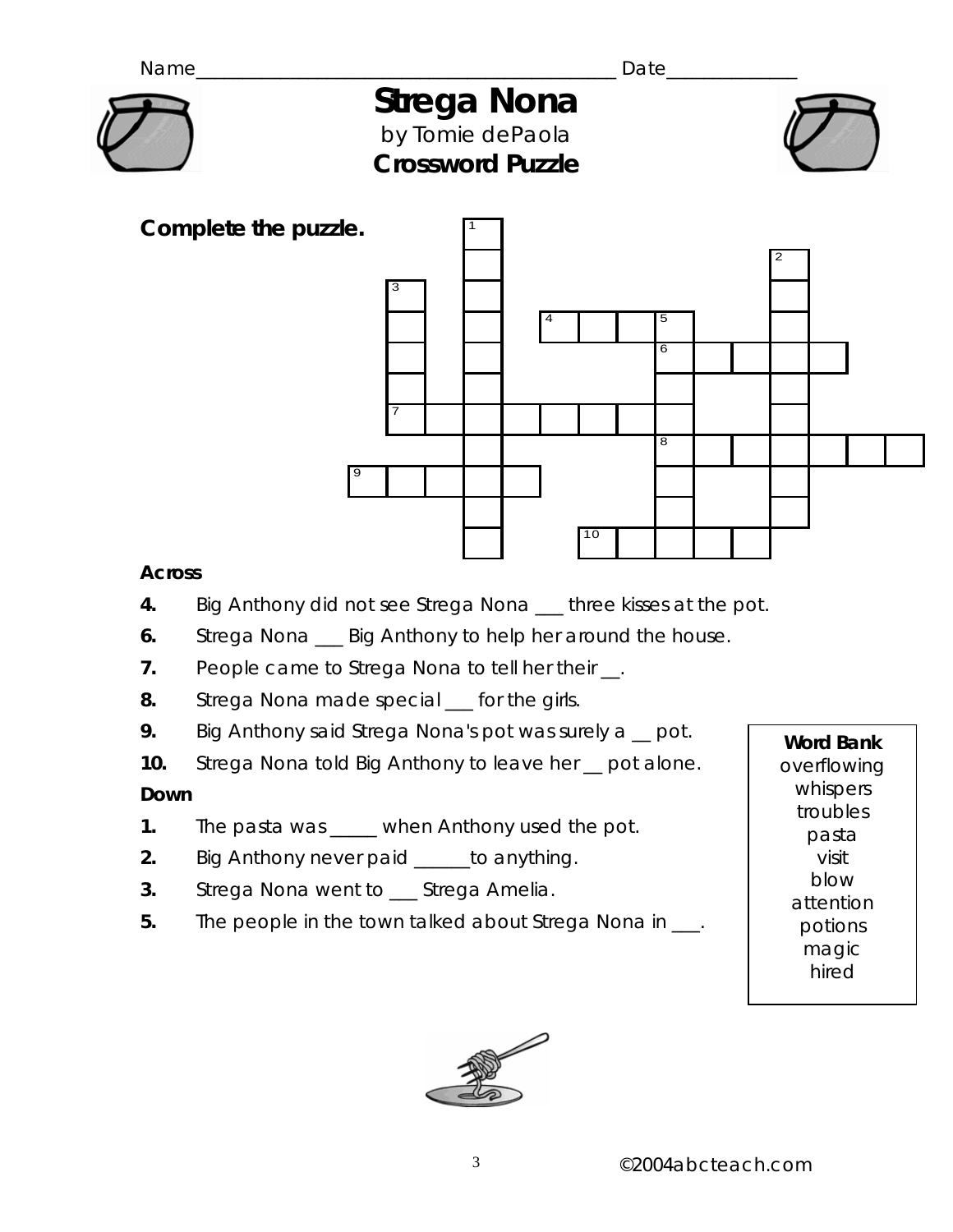Name_________________________________________ Date_____________

# Strega Nona

by Tomie dePaola

**Crossword Puzzle**

**Complete the puzzle.**

**Across**

4. Big Anthony did not see Strega Nona ___ three kisses at the pot.
6. Strega Nona ___ Big Anthony to help her around the house.
7. People came to Strega Nona to tell her their __.
8. Strega Nona made special ___ for the girls.
9. Big Anthony said Strega Nona's pot was surely a __ pot.
10. Strega Nona told Big Anthony to leave her __ pot alone.

**Down**

1. The pasta was _____ when Anthony used the pot.
2. Big Anthony never paid ______to anything.
3. Strega Nona went to ___ Strega Amelia.
5. The people in the town talked about Strega Nona in ___.

**Word Bank**
overflowing
whispers
troubles
pasta
visit
blow
attention
potions
magic
hired

©2004abcteach.com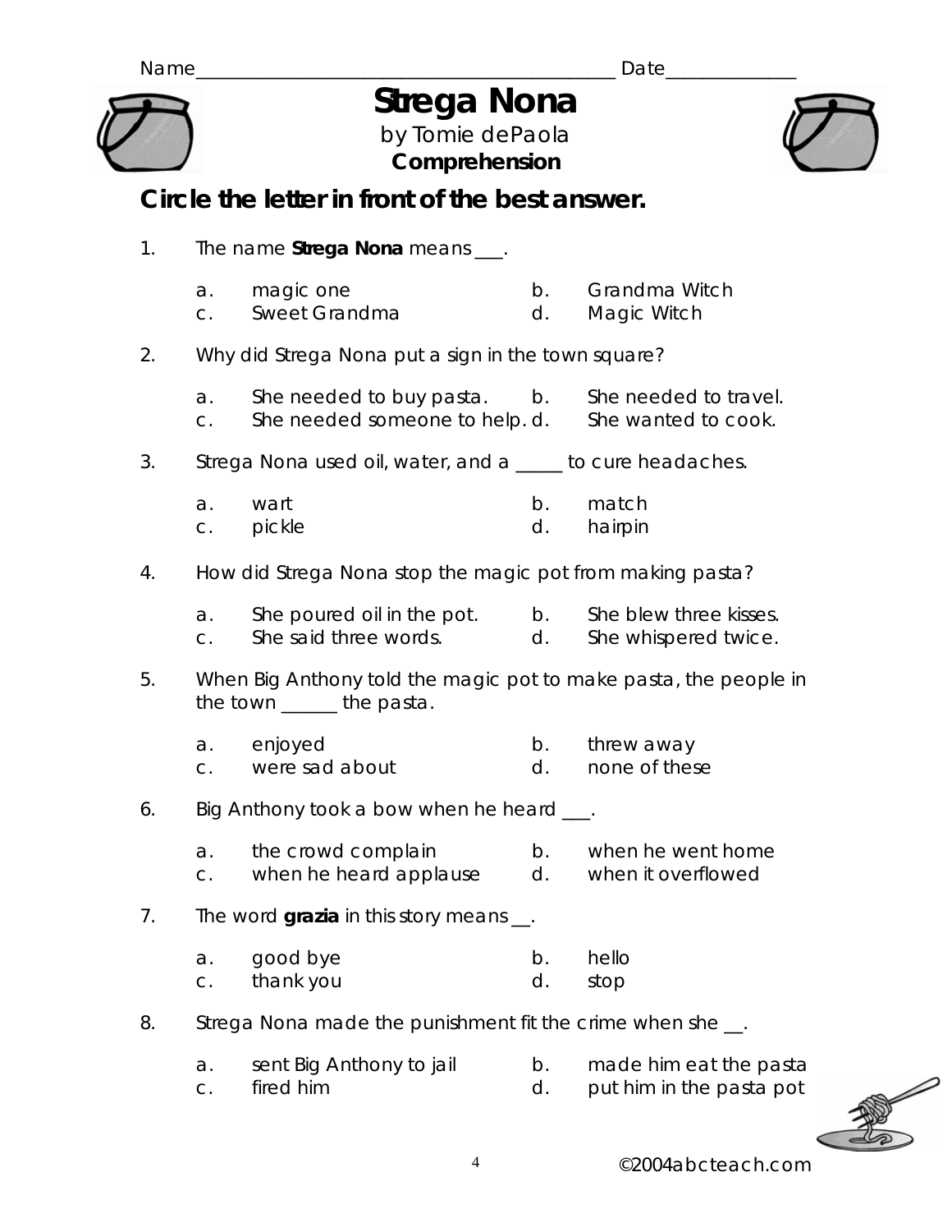Name_________________________________________ Date_____________

# Strega Nona

by Tomie dePaola

**Comprehension**

## Circle the letter in front of the best answer.

1. The name **Strega Nona** means ___.

   a. magic one  
   b. Grandma Witch  
   c. Sweet Grandma  
   d. Magic Witch

2. Why did Strega Nona put a sign in the town square?

   a. She needed to buy pasta.  
   b. She needed to travel.  
   c. She needed someone to help.  
   d. She wanted to cook.

3. Strega Nona used oil, water, and a _____ to cure headaches.

   a. wart  
   b. match  
   c. pickle  
   d. hairpin

4. How did Strega Nona stop the magic pot from making pasta?

   a. She poured oil in the pot.  
   b. She blew three kisses.  
   c. She said three words.  
   d. She whispered twice.

5. When Big Anthony told the magic pot to make pasta, the people in the town ______ the pasta.

   a. enjoyed  
   b. threw away  
   c. were sad about  
   d. none of these

6. Big Anthony took a bow when he heard ___.

   a. the crowd complain  
   b. when he went home  
   c. when he heard applause  
   d. when it overflowed

7. The word **grazia** in this story means __.

   a. good bye  
   b. hello  
   c. thank you  
   d. stop

8. Strega Nona made the punishment fit the crime when she __.

   a. sent Big Anthony to jail  
   b. made him eat the pasta  
   c. fired him  
   d. put him in the pasta pot

©2004abcteach.com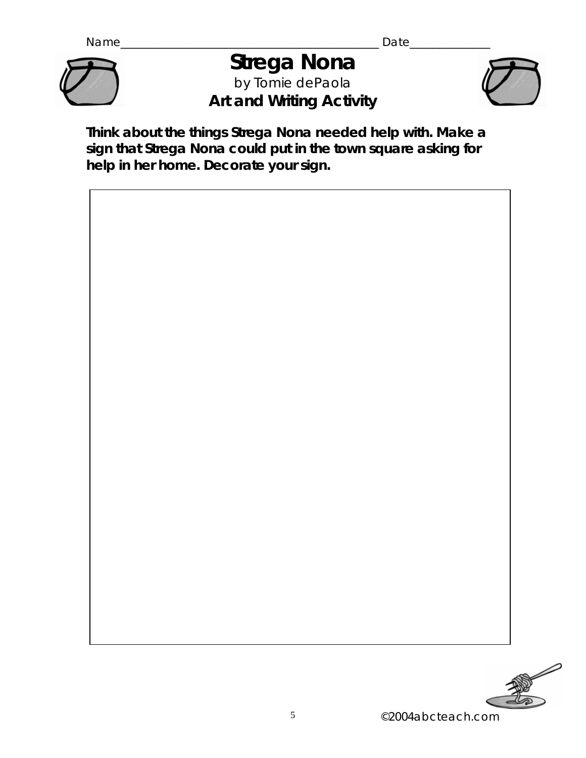Name_________________________________________ Date_____________

# Strega Nona

by Tomie dePaola

**Art and Writing Activity**

**Think about the things Strega Nona needed help with. Make a sign that Strega Nona could put in the town square asking for help in her home. Decorate your sign.**

©2004abcteach.com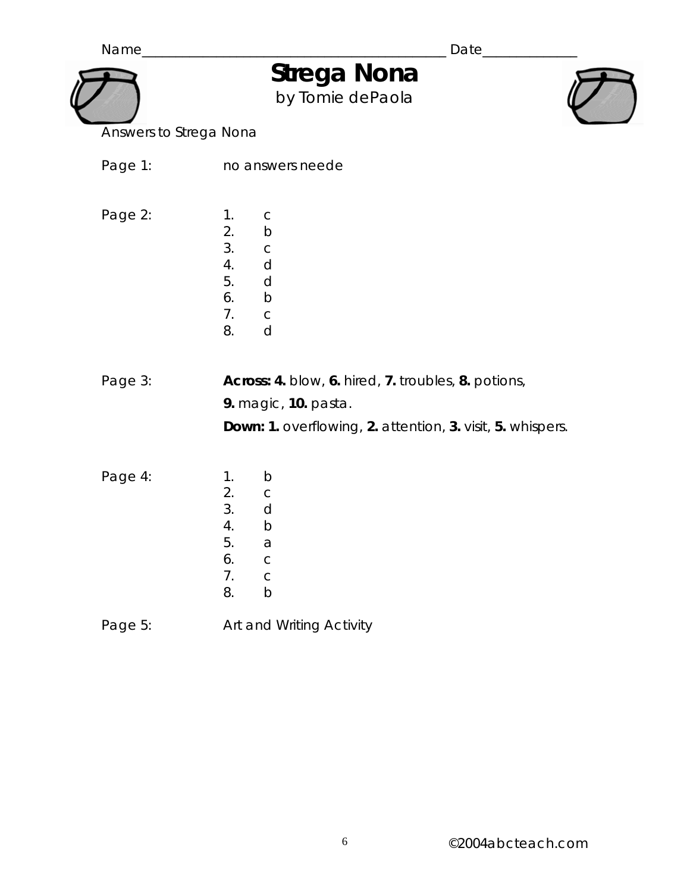Name_________________________________________ Date_____________

# Strega Nona

by Tomie dePaola

Answers to Strega Nona

Page 1: no answers neede

Page 2:
1. c
2. b
3. c
4. d
5. d
6. b
7. c
8. d

Page 3:
**Across: 4.** blow, **6.** hired, **7.** troubles, **8.** potions, **9.** magic, **10.** pasta.
**Down: 1.** overflowing, **2.** attention, **3.** visit, **5.** whispers.

Page 4:
1. b
2. c
3. d
4. b
5. a
6. c
7. c
8. b

Page 5: Art and Writing Activity

©2004abcteach.com